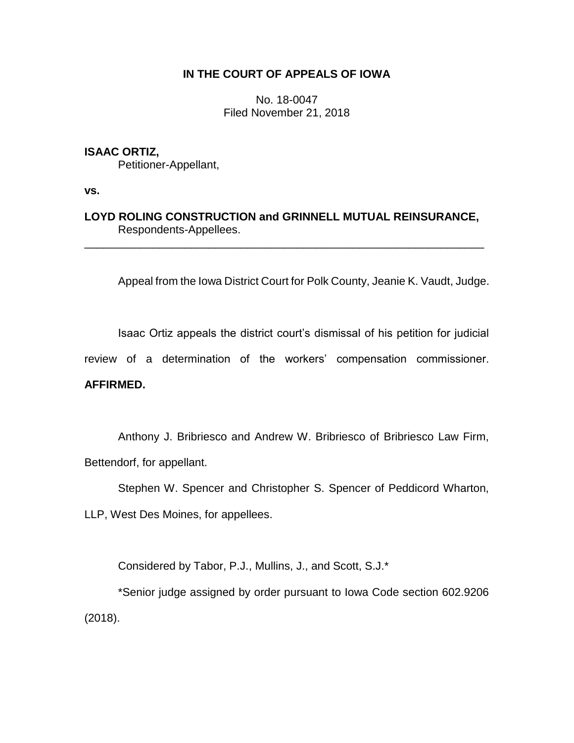**IN THE COURT OF APPEALS OF IOWA**

No. 18-0047
Filed November 21, 2018

**ISAAC ORTIZ,**
Petitioner-Appellant,

**vs.**

**LOYD ROLING CONSTRUCTION and GRINNELL MUTUAL REINSURANCE,**
Respondents-Appellees.

---

Appeal from the Iowa District Court for Polk County, Jeanie K. Vaudt, Judge.

Isaac Ortiz appeals the district court's dismissal of his petition for judicial review of a determination of the workers' compensation commissioner. **AFFIRMED.**

Anthony J. Bribriesco and Andrew W. Bribriesco of Bribriesco Law Firm, Bettendorf, for appellant.

Stephen W. Spencer and Christopher S. Spencer of Peddicord Wharton, LLP, West Des Moines, for appellees.

Considered by Tabor, P.J., Mullins, J., and Scott, S.J.*

*Senior judge assigned by order pursuant to Iowa Code section 602.9206 (2018).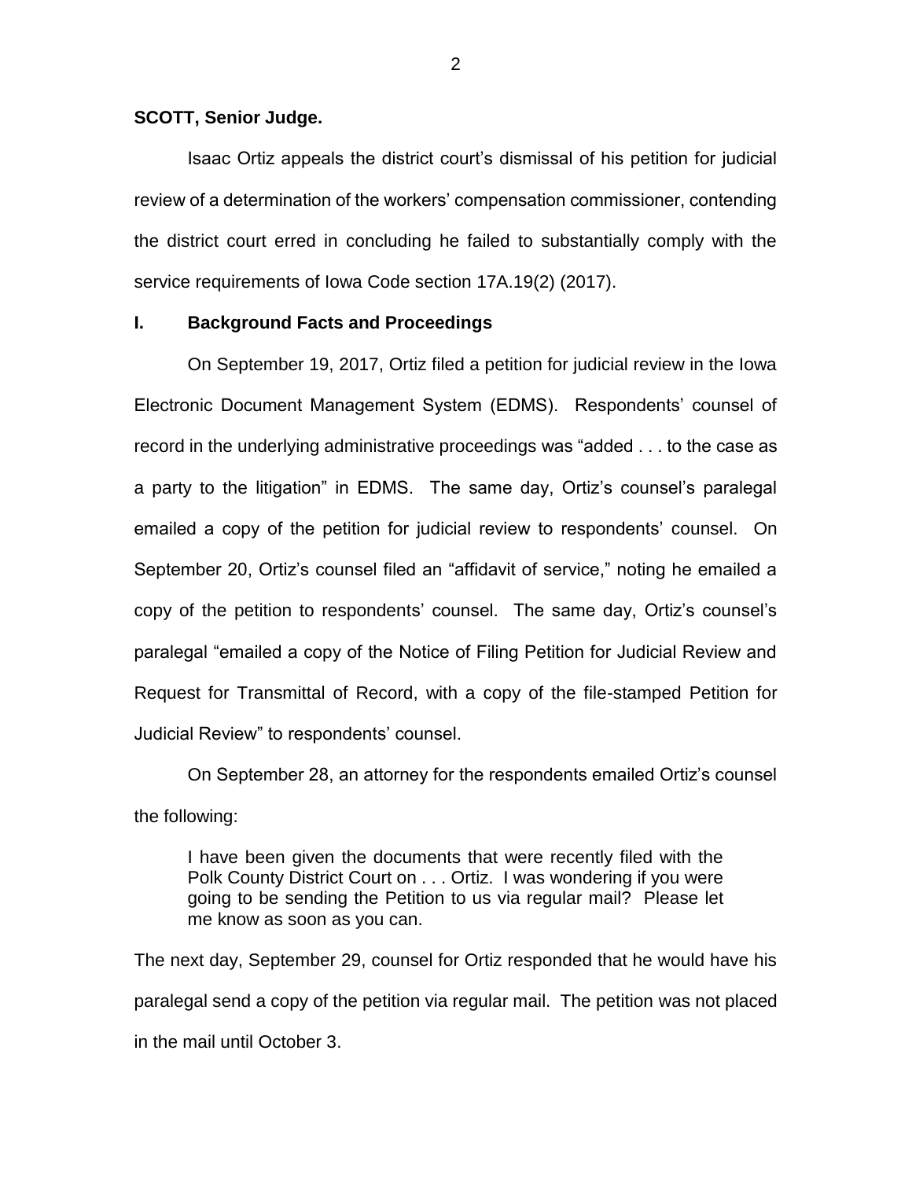**SCOTT, Senior Judge.**

Isaac Ortiz appeals the district court's dismissal of his petition for judicial review of a determination of the workers' compensation commissioner, contending the district court erred in concluding he failed to substantially comply with the service requirements of Iowa Code section 17A.19(2) (2017).

## I. Background Facts and Proceedings

On September 19, 2017, Ortiz filed a petition for judicial review in the Iowa Electronic Document Management System (EDMS). Respondents' counsel of record in the underlying administrative proceedings was "added . . . to the case as a party to the litigation" in EDMS. The same day, Ortiz's counsel's paralegal emailed a copy of the petition for judicial review to respondents' counsel. On September 20, Ortiz's counsel filed an "affidavit of service," noting he emailed a copy of the petition to respondents' counsel. The same day, Ortiz's counsel's paralegal "emailed a copy of the Notice of Filing Petition for Judicial Review and Request for Transmittal of Record, with a copy of the file-stamped Petition for Judicial Review" to respondents' counsel.

On September 28, an attorney for the respondents emailed Ortiz's counsel the following:

> I have been given the documents that were recently filed with the Polk County District Court on . . . Ortiz. I was wondering if you were going to be sending the Petition to us via regular mail? Please let me know as soon as you can.

The next day, September 29, counsel for Ortiz responded that he would have his paralegal send a copy of the petition via regular mail. The petition was not placed in the mail until October 3.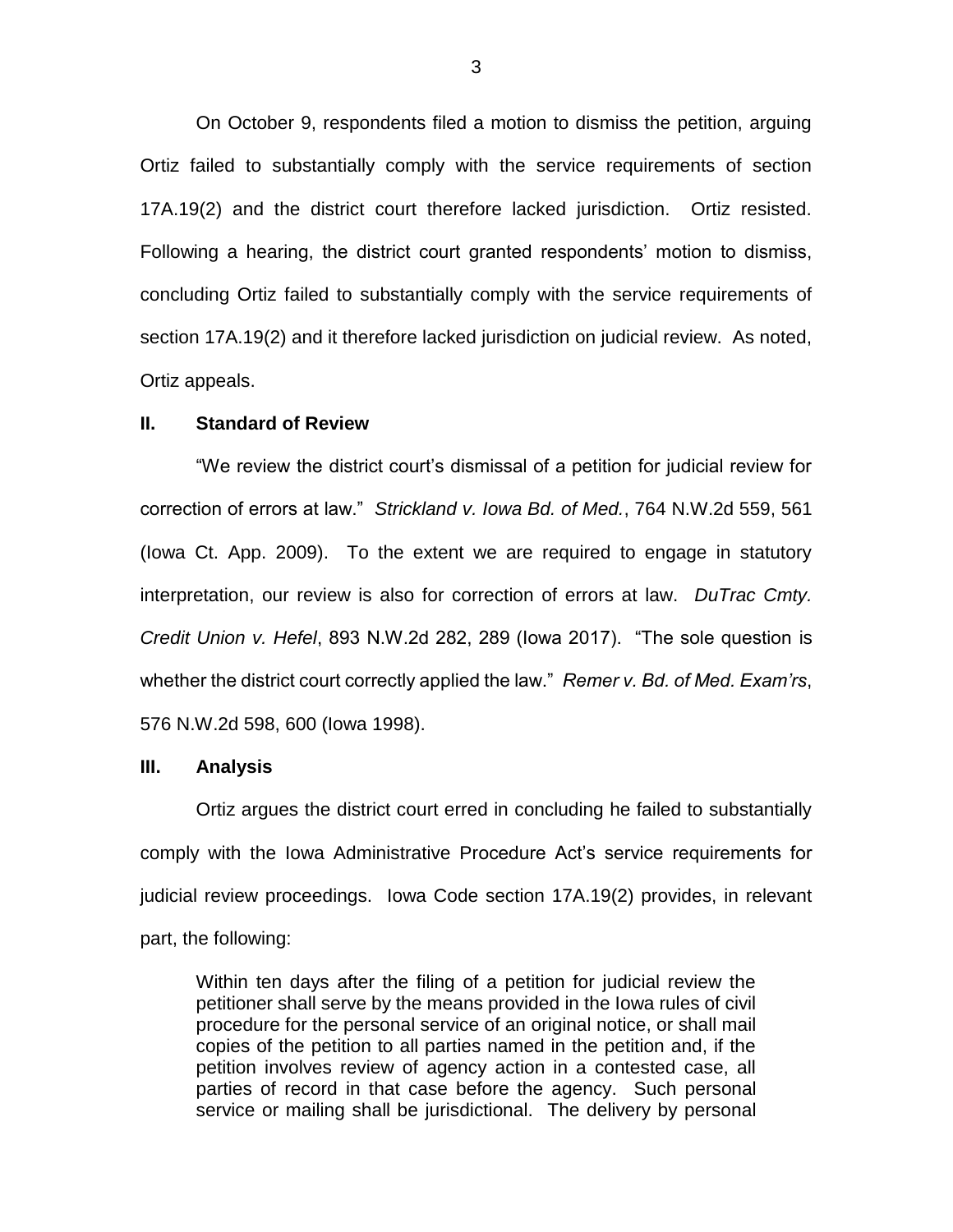On October 9, respondents filed a motion to dismiss the petition, arguing Ortiz failed to substantially comply with the service requirements of section 17A.19(2) and the district court therefore lacked jurisdiction. Ortiz resisted. Following a hearing, the district court granted respondents' motion to dismiss, concluding Ortiz failed to substantially comply with the service requirements of section 17A.19(2) and it therefore lacked jurisdiction on judicial review. As noted, Ortiz appeals.

## II. Standard of Review

"We review the district court's dismissal of a petition for judicial review for correction of errors at law." *Strickland v. Iowa Bd. of Med.*, 764 N.W.2d 559, 561 (Iowa Ct. App. 2009). To the extent we are required to engage in statutory interpretation, our review is also for correction of errors at law. *DuTrac Cmty. Credit Union v. Hefel*, 893 N.W.2d 282, 289 (Iowa 2017). "The sole question is whether the district court correctly applied the law." *Remer v. Bd. of Med. Exam'rs*, 576 N.W.2d 598, 600 (Iowa 1998).

## III. Analysis

Ortiz argues the district court erred in concluding he failed to substantially comply with the Iowa Administrative Procedure Act's service requirements for judicial review proceedings. Iowa Code section 17A.19(2) provides, in relevant part, the following:

> Within ten days after the filing of a petition for judicial review the petitioner shall serve by the means provided in the Iowa rules of civil procedure for the personal service of an original notice, or shall mail copies of the petition to all parties named in the petition and, if the petition involves review of agency action in a contested case, all parties of record in that case before the agency. Such personal service or mailing shall be jurisdictional. The delivery by personal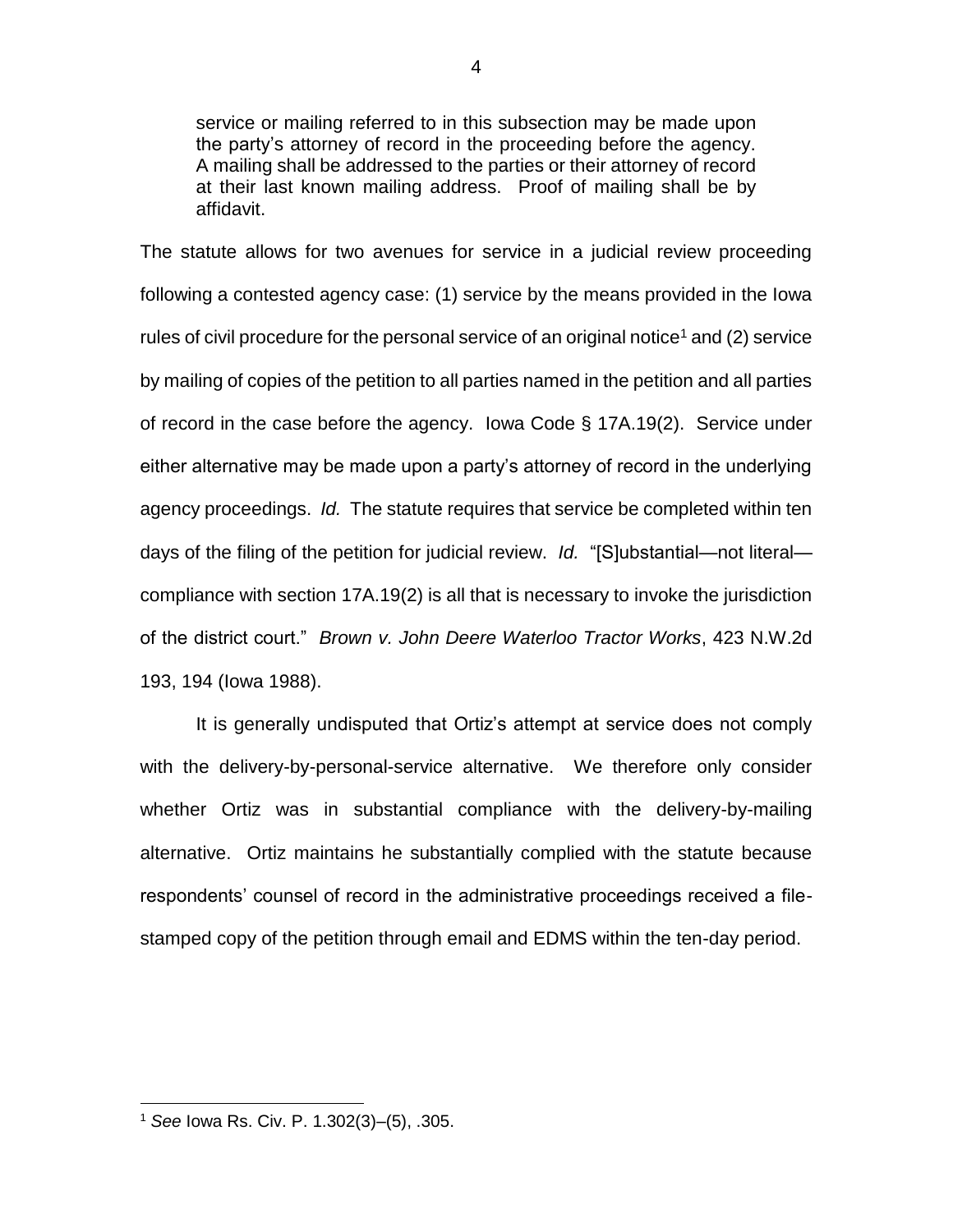> service or mailing referred to in this subsection may be made upon the party's attorney of record in the proceeding before the agency. A mailing shall be addressed to the parties or their attorney of record at their last known mailing address. Proof of mailing shall be by affidavit.

The statute allows for two avenues for service in a judicial review proceeding following a contested agency case: (1) service by the means provided in the Iowa rules of civil procedure for the personal service of an original notice[1] and (2) service by mailing of copies of the petition to all parties named in the petition and all parties of record in the case before the agency. Iowa Code § 17A.19(2). Service under either alternative may be made upon a party's attorney of record in the underlying agency proceedings. *Id.* The statute requires that service be completed within ten days of the filing of the petition for judicial review. *Id.* "[S]ubstantial—not literal—compliance with section 17A.19(2) is all that is necessary to invoke the jurisdiction of the district court." *Brown v. John Deere Waterloo Tractor Works*, 423 N.W.2d 193, 194 (Iowa 1988).

It is generally undisputed that Ortiz's attempt at service does not comply with the delivery-by-personal-service alternative. We therefore only consider whether Ortiz was in substantial compliance with the delivery-by-mailing alternative. Ortiz maintains he substantially complied with the statute because respondents' counsel of record in the administrative proceedings received a file-stamped copy of the petition through email and EDMS within the ten-day period.

---

[1] *See* Iowa Rs. Civ. P. 1.302(3)–(5), .305.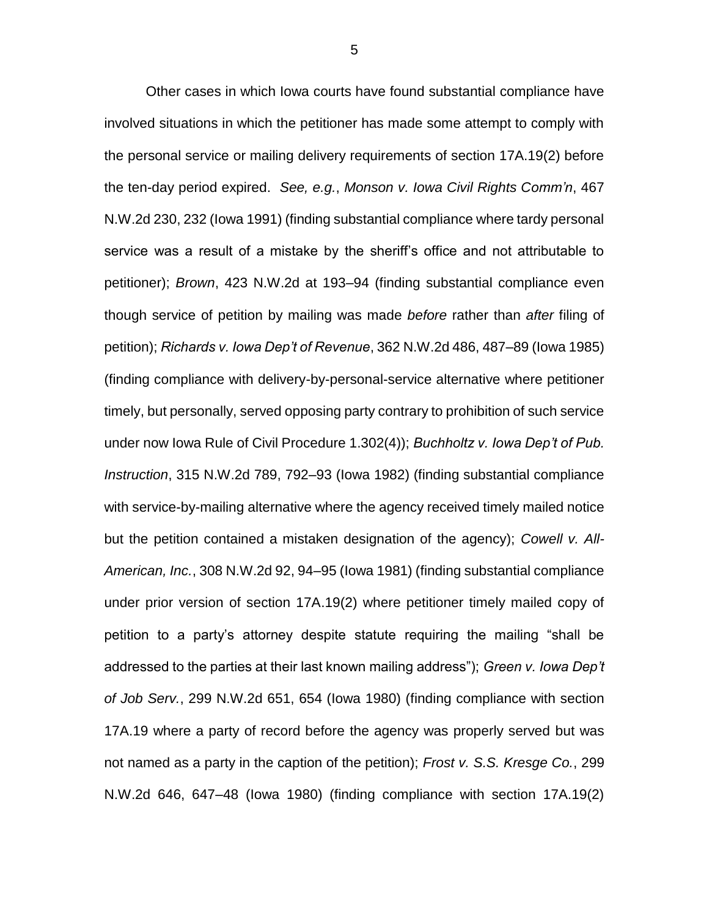Other cases in which Iowa courts have found substantial compliance have involved situations in which the petitioner has made some attempt to comply with the personal service or mailing delivery requirements of section 17A.19(2) before the ten-day period expired. *See, e.g.*, *Monson v. Iowa Civil Rights Comm'n*, 467 N.W.2d 230, 232 (Iowa 1991) (finding substantial compliance where tardy personal service was a result of a mistake by the sheriff's office and not attributable to petitioner); *Brown*, 423 N.W.2d at 193–94 (finding substantial compliance even though service of petition by mailing was made *before* rather than *after* filing of petition); *Richards v. Iowa Dep't of Revenue*, 362 N.W.2d 486, 487–89 (Iowa 1985) (finding compliance with delivery-by-personal-service alternative where petitioner timely, but personally, served opposing party contrary to prohibition of such service under now Iowa Rule of Civil Procedure 1.302(4)); *Buchholtz v. Iowa Dep't of Pub. Instruction*, 315 N.W.2d 789, 792–93 (Iowa 1982) (finding substantial compliance with service-by-mailing alternative where the agency received timely mailed notice but the petition contained a mistaken designation of the agency); *Cowell v. All-American, Inc.*, 308 N.W.2d 92, 94–95 (Iowa 1981) (finding substantial compliance under prior version of section 17A.19(2) where petitioner timely mailed copy of petition to a party's attorney despite statute requiring the mailing "shall be addressed to the parties at their last known mailing address"); *Green v. Iowa Dep't of Job Serv.*, 299 N.W.2d 651, 654 (Iowa 1980) (finding compliance with section 17A.19 where a party of record before the agency was properly served but was not named as a party in the caption of the petition); *Frost v. S.S. Kresge Co.*, 299 N.W.2d 646, 647–48 (Iowa 1980) (finding compliance with section 17A.19(2)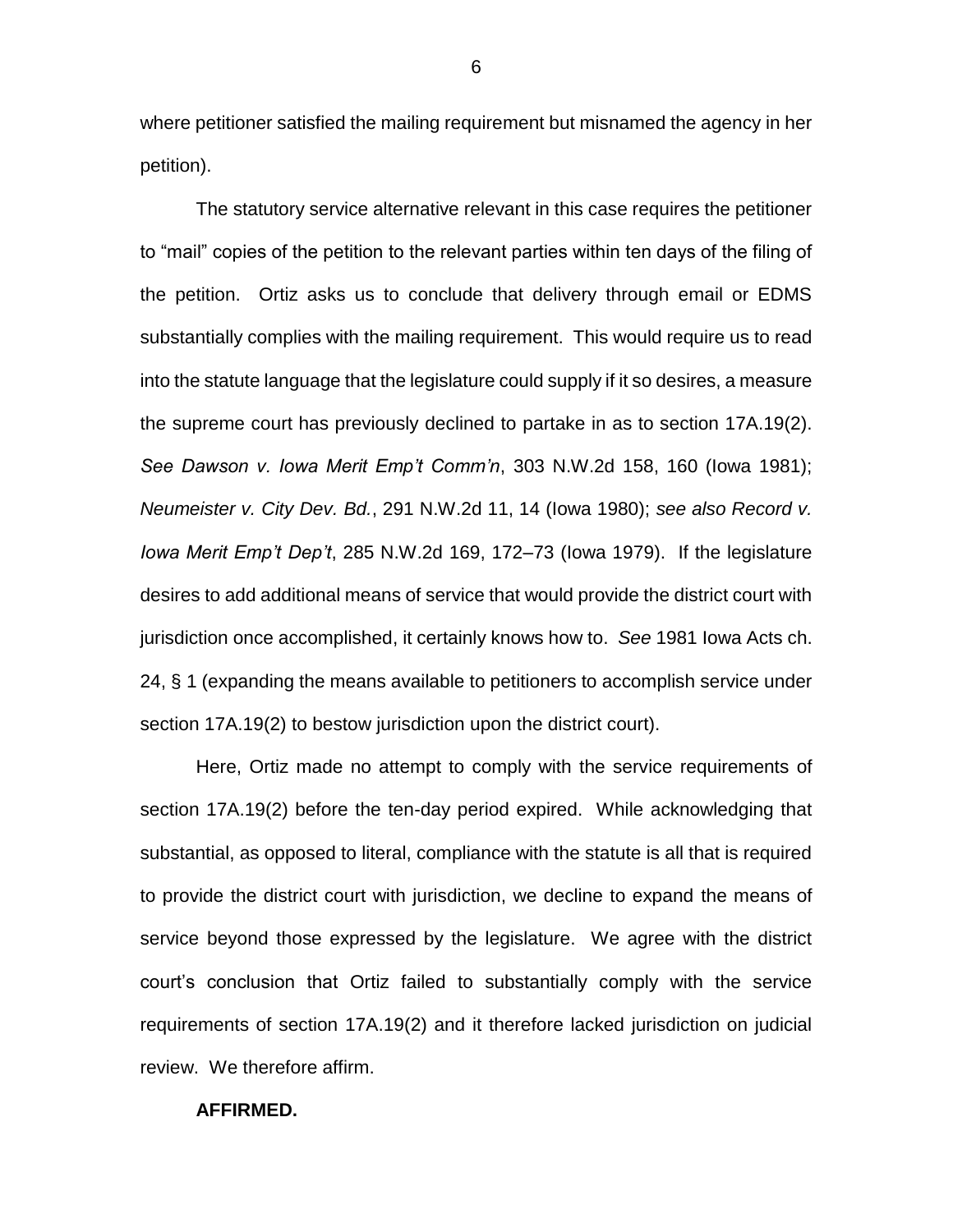where petitioner satisfied the mailing requirement but misnamed the agency in her petition).

The statutory service alternative relevant in this case requires the petitioner to "mail" copies of the petition to the relevant parties within ten days of the filing of the petition. Ortiz asks us to conclude that delivery through email or EDMS substantially complies with the mailing requirement. This would require us to read into the statute language that the legislature could supply if it so desires, a measure the supreme court has previously declined to partake in as to section 17A.19(2). *See Dawson v. Iowa Merit Emp't Comm'n*, 303 N.W.2d 158, 160 (Iowa 1981); *Neumeister v. City Dev. Bd.*, 291 N.W.2d 11, 14 (Iowa 1980); *see also Record v. Iowa Merit Emp't Dep't*, 285 N.W.2d 169, 172–73 (Iowa 1979). If the legislature desires to add additional means of service that would provide the district court with jurisdiction once accomplished, it certainly knows how to. *See* 1981 Iowa Acts ch. 24, § 1 (expanding the means available to petitioners to accomplish service under section 17A.19(2) to bestow jurisdiction upon the district court).

Here, Ortiz made no attempt to comply with the service requirements of section 17A.19(2) before the ten-day period expired. While acknowledging that substantial, as opposed to literal, compliance with the statute is all that is required to provide the district court with jurisdiction, we decline to expand the means of service beyond those expressed by the legislature. We agree with the district court's conclusion that Ortiz failed to substantially comply with the service requirements of section 17A.19(2) and it therefore lacked jurisdiction on judicial review. We therefore affirm.

**AFFIRMED.**